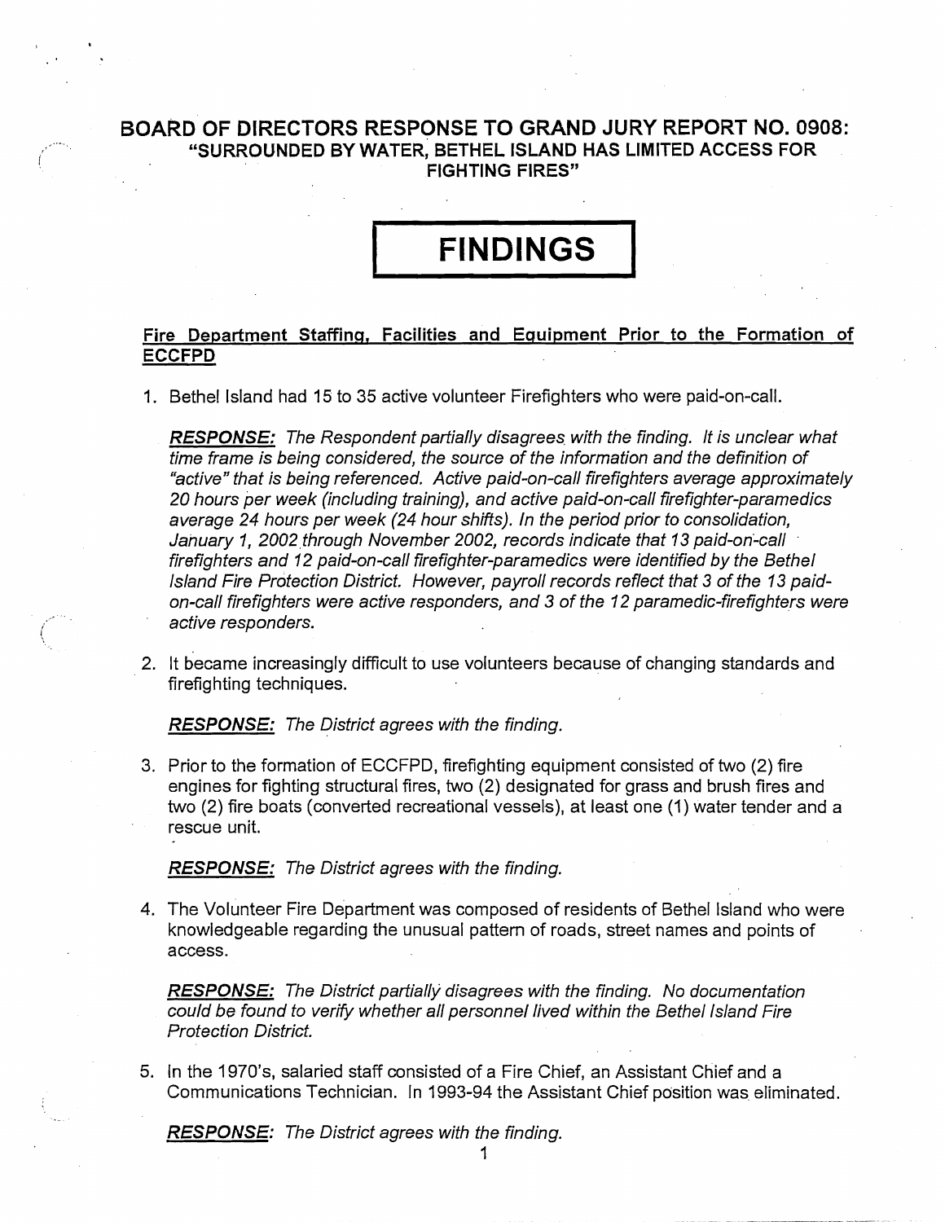# BOARD OF DIRECTORS RESPONSE TO GRAND JURY REPORT NO. 0908:
## "SURROUNDED BY WATER, BETHEL ISLAND HAS LIMITED ACCESS FOR FIGHTING FIRES"

# FINDINGS

### Fire Department Staffing, Facilities and Equipment Prior to the Formation of ECCFPD

1. Bethel Island had 15 to 35 active volunteer Firefighters who were paid-on-call.

   ***RESPONSE:*** *The Respondent partially disagrees with the finding. It is unclear what time frame is being considered, the source of the information and the definition of "active" that is being referenced. Active paid-on-call firefighters average approximately 20 hours per week (including training), and active paid-on-call firefighter-paramedics average 24 hours per week (24 hour shifts). In the period prior to consolidation, January 1, 2002 through November 2002, records indicate that 13 paid-on-call firefighters and 12 paid-on-call firefighter-paramedics were identified by the Bethel Island Fire Protection District. However, payroll records reflect that 3 of the 13 paid-on-call firefighters were active responders, and 3 of the 12 paramedic-firefighters were active responders.*

2. It became increasingly difficult to use volunteers because of changing standards and firefighting techniques.

   ***RESPONSE:*** *The District agrees with the finding.*

3. Prior to the formation of ECCFPD, firefighting equipment consisted of two (2) fire engines for fighting structural fires, two (2) designated for grass and brush fires and two (2) fire boats (converted recreational vessels), at least one (1) water tender and a rescue unit.

   ***RESPONSE:*** *The District agrees with the finding.*

4. The Volunteer Fire Department was composed of residents of Bethel Island who were knowledgeable regarding the unusual pattern of roads, street names and points of access.

   ***RESPONSE:*** *The District partially disagrees with the finding. No documentation could be found to verify whether all personnel lived within the Bethel Island Fire Protection District.*

5. In the 1970's, salaried staff consisted of a Fire Chief, an Assistant Chief and a Communications Technician. In 1993-94 the Assistant Chief position was eliminated.

   ***RESPONSE:*** *The District agrees with the finding.*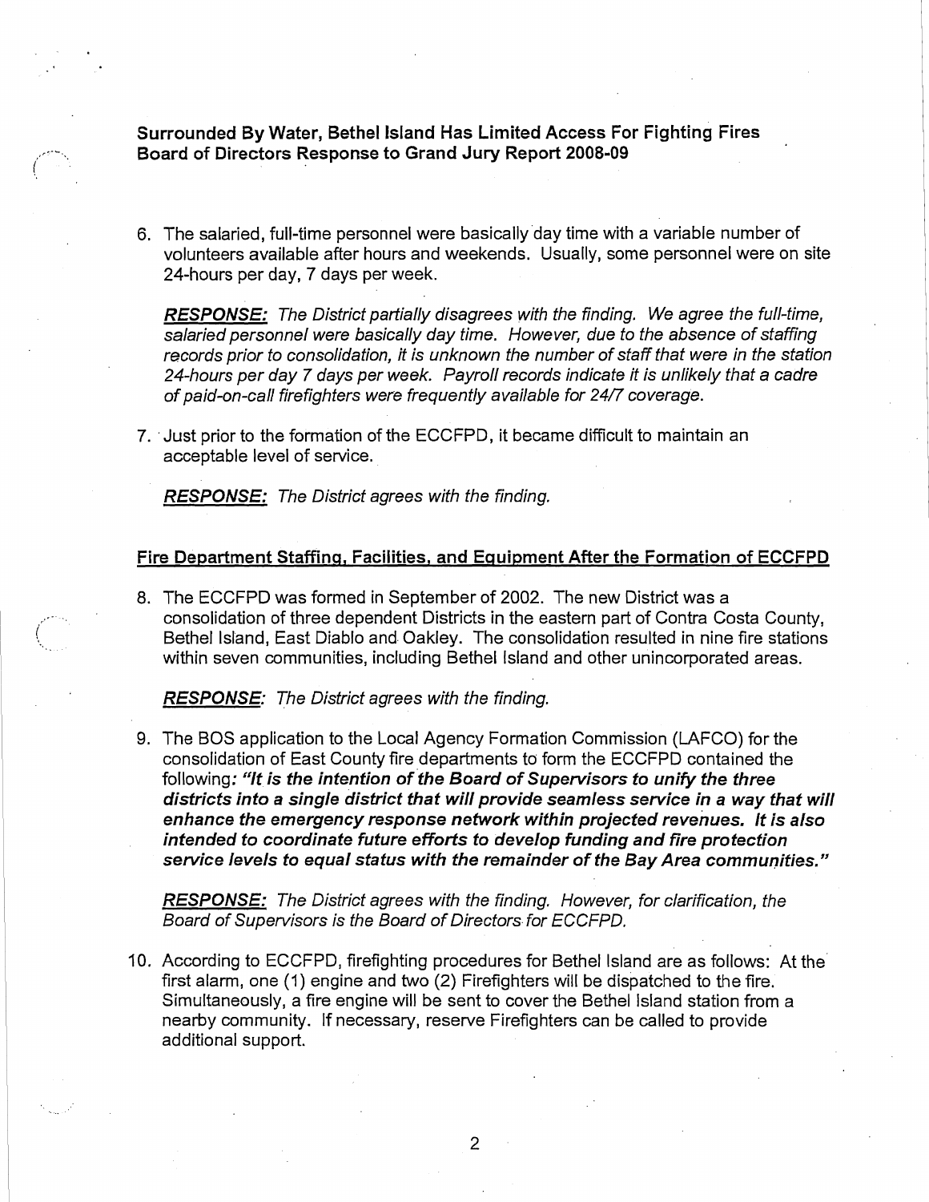**Surrounded By Water, Bethel Island Has Limited Access For Fighting Fires**
**Board of Directors Response to Grand Jury Report 2008-09**

6. The salaried, full-time personnel were basically day time with a variable number of volunteers available after hours and weekends. Usually, some personnel were on site 24-hours per day, 7 days per week.

   ***RESPONSE:*** *The District partially disagrees with the finding. We agree the full-time, salaried personnel were basically day time. However, due to the absence of staffing records prior to consolidation, it is unknown the number of staff that were in the station 24-hours per day 7 days per week. Payroll records indicate it is unlikely that a cadre of paid-on-call firefighters were frequently available for 24/7 coverage.*

7. Just prior to the formation of the ECCFPD, it became difficult to maintain an acceptable level of service.

   ***RESPONSE:*** *The District agrees with the finding.*

## Fire Department Staffing, Facilities, and Equipment After the Formation of ECCFPD

8. The ECCFPD was formed in September of 2002. The new District was a consolidation of three dependent Districts in the eastern part of Contra Costa County, Bethel Island, East Diablo and Oakley. The consolidation resulted in nine fire stations within seven communities, including Bethel Island and other unincorporated areas.

   ***RESPONSE:*** *The District agrees with the finding.*

9. The BOS application to the Local Agency Formation Commission (LAFCO) for the consolidation of East County fire departments to form the ECCFPD contained the following: ***"It is the intention of the Board of Supervisors to unify the three districts into a single district that will provide seamless service in a way that will enhance the emergency response network within projected revenues. It is also intended to coordinate future efforts to develop funding and fire protection service levels to equal status with the remainder of the Bay Area communities."***

   ***RESPONSE:*** *The District agrees with the finding. However, for clarification, the Board of Supervisors is the Board of Directors for ECCFPD.*

10. According to ECCFPD, firefighting procedures for Bethel Island are as follows: At the first alarm, one (1) engine and two (2) Firefighters will be dispatched to the fire. Simultaneously, a fire engine will be sent to cover the Bethel Island station from a nearby community. If necessary, reserve Firefighters can be called to provide additional support.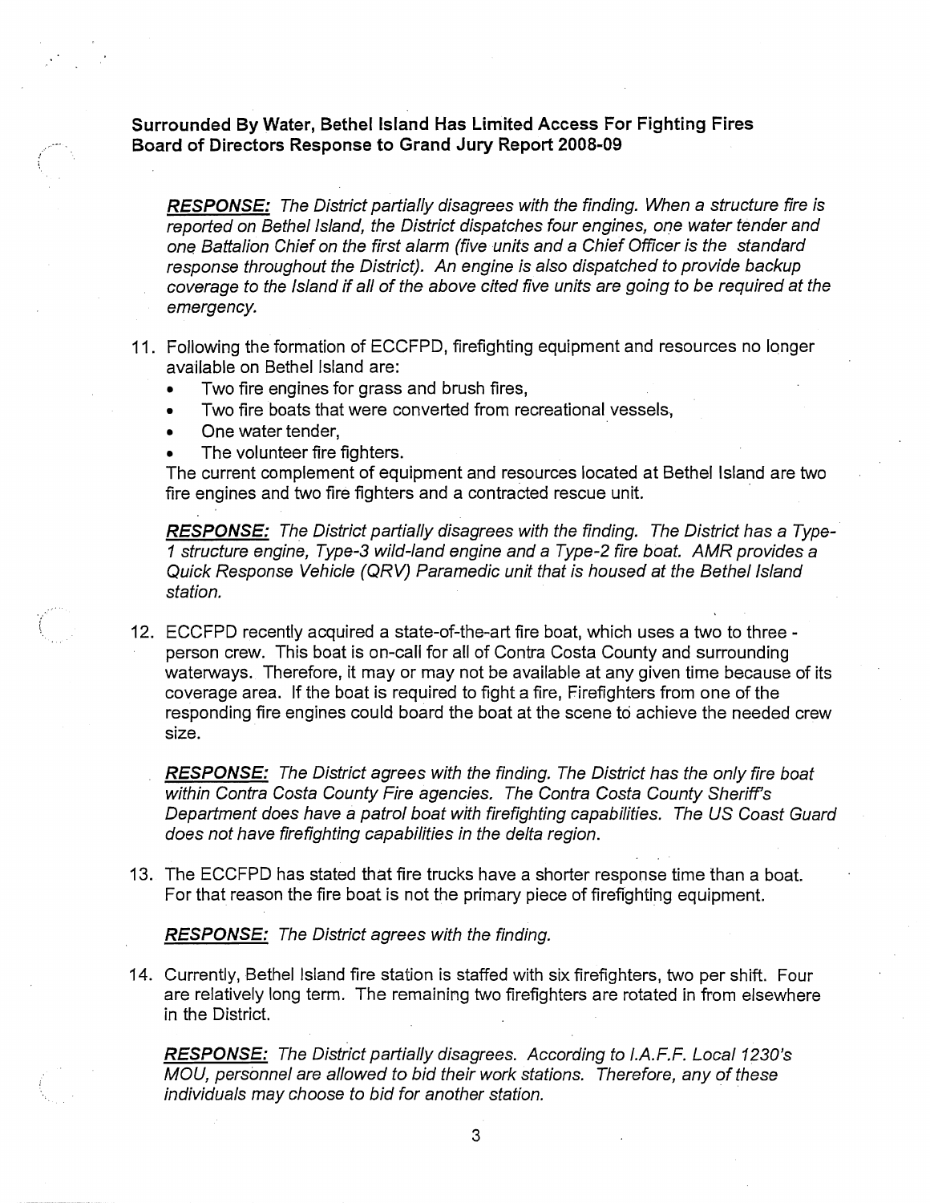**Surrounded By Water, Bethel Island Has Limited Access For Fighting Fires**
**Board of Directors Response to Grand Jury Report 2008-09**

***RESPONSE:*** *The District partially disagrees with the finding. When a structure fire is reported on Bethel Island, the District dispatches four engines, one water tender and one Battalion Chief on the first alarm (five units and a Chief Officer is the standard response throughout the District). An engine is also dispatched to provide backup coverage to the Island if all of the above cited five units are going to be required at the emergency.*

11. Following the formation of ECCFPD, firefighting equipment and resources no longer available on Bethel Island are:
    - Two fire engines for grass and brush fires,
    - Two fire boats that were converted from recreational vessels,
    - One water tender,
    - The volunteer fire fighters.

    The current complement of equipment and resources located at Bethel Island are two fire engines and two fire fighters and a contracted rescue unit.

    ***RESPONSE:*** *The District partially disagrees with the finding. The District has a Type-1 structure engine, Type-3 wild-land engine and a Type-2 fire boat. AMR provides a Quick Response Vehicle (QRV) Paramedic unit that is housed at the Bethel Island station.*

12. ECCFPD recently acquired a state-of-the-art fire boat, which uses a two to three - person crew. This boat is on-call for all of Contra Costa County and surrounding waterways. Therefore, it may or may not be available at any given time because of its coverage area. If the boat is required to fight a fire, Firefighters from one of the responding fire engines could board the boat at the scene to achieve the needed crew size.

    ***RESPONSE:*** *The District agrees with the finding. The District has the only fire boat within Contra Costa County Fire agencies. The Contra Costa County Sheriff's Department does have a patrol boat with firefighting capabilities. The US Coast Guard does not have firefighting capabilities in the delta region.*

13. The ECCFPD has stated that fire trucks have a shorter response time than a boat. For that reason the fire boat is not the primary piece of firefighting equipment.

    ***RESPONSE:*** *The District agrees with the finding.*

14. Currently, Bethel Island fire station is staffed with six firefighters, two per shift. Four are relatively long term. The remaining two firefighters are rotated in from elsewhere in the District.

    ***RESPONSE:*** *The District partially disagrees. According to I.A.F.F. Local 1230's MOU, personnel are allowed to bid their work stations. Therefore, any of these individuals may choose to bid for another station.*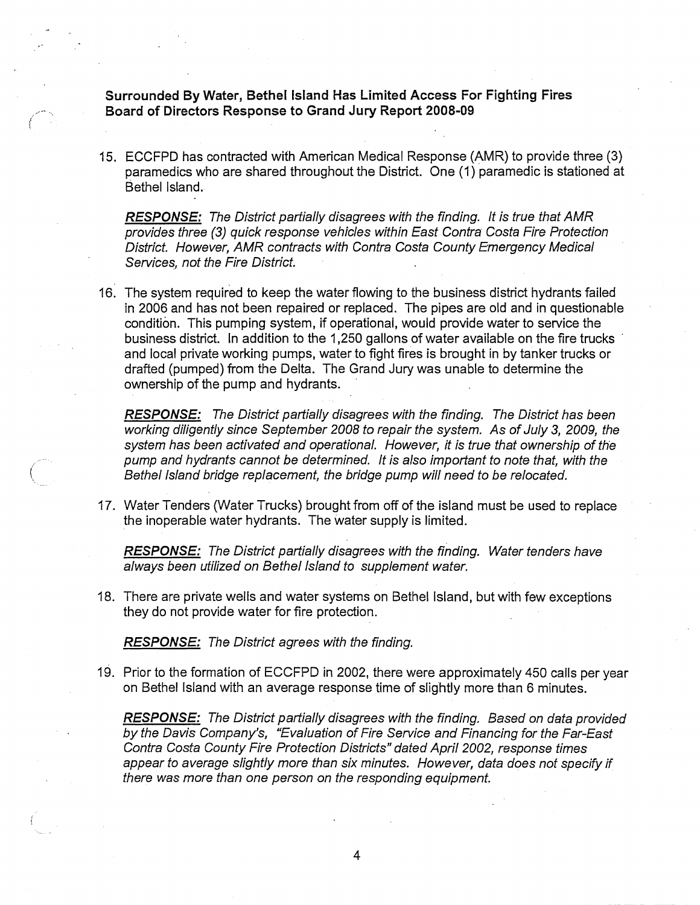**Surrounded By Water, Bethel Island Has Limited Access For Fighting Fires**
**Board of Directors Response to Grand Jury Report 2008-09**

15. ECCFPD has contracted with American Medical Response (AMR) to provide three (3) paramedics who are shared throughout the District. One (1) paramedic is stationed at Bethel Island.

    ***RESPONSE:*** *The District partially disagrees with the finding. It is true that AMR provides three (3) quick response vehicles within East Contra Costa Fire Protection District. However, AMR contracts with Contra Costa County Emergency Medical Services, not the Fire District.*

16. The system required to keep the water flowing to the business district hydrants failed in 2006 and has not been repaired or replaced. The pipes are old and in questionable condition. This pumping system, if operational, would provide water to service the business district. In addition to the 1,250 gallons of water available on the fire trucks and local private working pumps, water to fight fires is brought in by tanker trucks or drafted (pumped) from the Delta. The Grand Jury was unable to determine the ownership of the pump and hydrants.

    ***RESPONSE:*** *The District partially disagrees with the finding. The District has been working diligently since September 2008 to repair the system. As of July 3, 2009, the system has been activated and operational. However, it is true that ownership of the pump and hydrants cannot be determined. It is also important to note that, with the Bethel Island bridge replacement, the bridge pump will need to be relocated.*

17. Water Tenders (Water Trucks) brought from off of the island must be used to replace the inoperable water hydrants. The water supply is limited.

    ***RESPONSE:*** *The District partially disagrees with the finding. Water tenders have always been utilized on Bethel Island to supplement water.*

18. There are private wells and water systems on Bethel Island, but with few exceptions they do not provide water for fire protection.

    ***RESPONSE:*** *The District agrees with the finding.*

19. Prior to the formation of ECCFPD in 2002, there were approximately 450 calls per year on Bethel Island with an average response time of slightly more than 6 minutes.

    ***RESPONSE:*** *The District partially disagrees with the finding. Based on data provided by the Davis Company's, "Evaluation of Fire Service and Financing for the Far-East Contra Costa County Fire Protection Districts" dated April 2002, response times appear to average slightly more than six minutes. However, data does not specify if there was more than one person on the responding equipment.*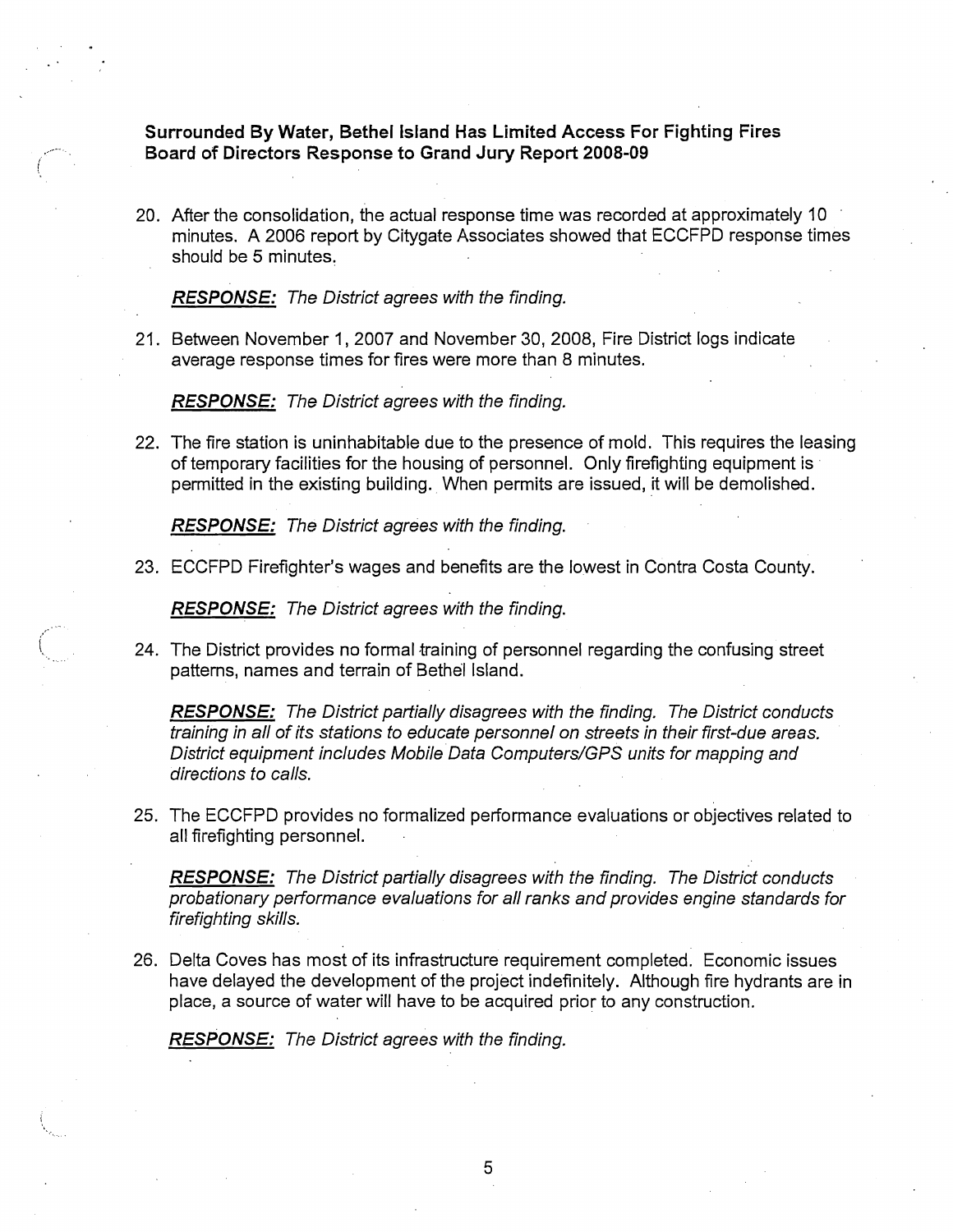**Surrounded By Water, Bethel Island Has Limited Access For Fighting Fires**
**Board of Directors Response to Grand Jury Report 2008-09**

20. After the consolidation, the actual response time was recorded at approximately 10 minutes. A 2006 report by Citygate Associates showed that ECCFPD response times should be 5 minutes.

    ***RESPONSE:*** *The District agrees with the finding.*

21. Between November 1, 2007 and November 30, 2008, Fire District logs indicate average response times for fires were more than 8 minutes.

    ***RESPONSE:*** *The District agrees with the finding.*

22. The fire station is uninhabitable due to the presence of mold. This requires the leasing of temporary facilities for the housing of personnel. Only firefighting equipment is permitted in the existing building. When permits are issued, it will be demolished.

    ***RESPONSE:*** *The District agrees with the finding.*

23. ECCFPD Firefighter's wages and benefits are the lowest in Contra Costa County.

    ***RESPONSE:*** *The District agrees with the finding.*

24. The District provides no formal training of personnel regarding the confusing street patterns, names and terrain of Bethel Island.

    ***RESPONSE:*** *The District partially disagrees with the finding. The District conducts training in all of its stations to educate personnel on streets in their first-due areas. District equipment includes Mobile Data Computers/GPS units for mapping and directions to calls.*

25. The ECCFPD provides no formalized performance evaluations or objectives related to all firefighting personnel.

    ***RESPONSE:*** *The District partially disagrees with the finding. The District conducts probationary performance evaluations for all ranks and provides engine standards for firefighting skills.*

26. Delta Coves has most of its infrastructure requirement completed. Economic issues have delayed the development of the project indefinitely. Although fire hydrants are in place, a source of water will have to be acquired prior to any construction.

    ***RESPONSE:*** *The District agrees with the finding.*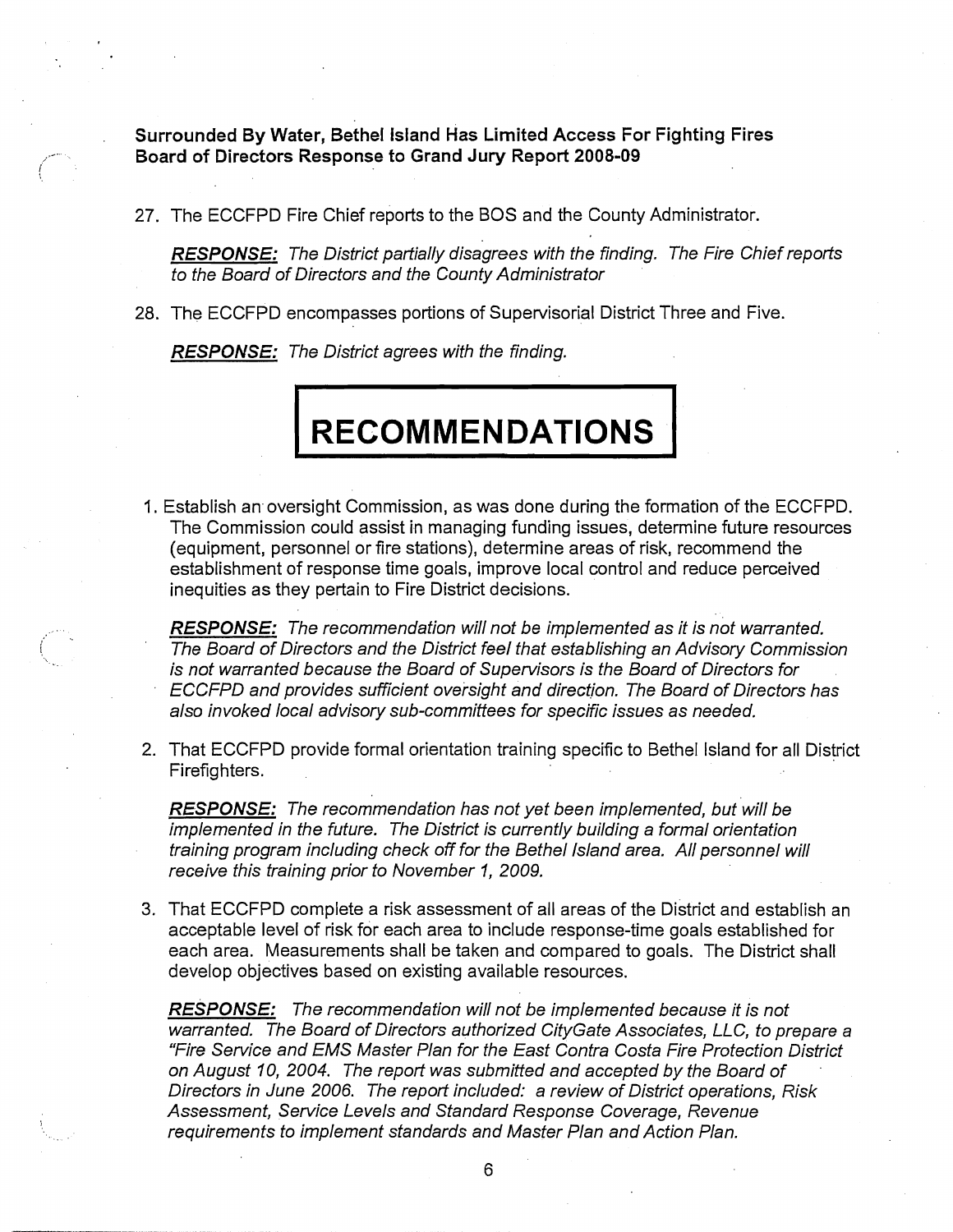**Surrounded By Water, Bethel Island Has Limited Access For Fighting Fires**
**Board of Directors Response to Grand Jury Report 2008-09**

27. The ECCFPD Fire Chief reports to the BOS and the County Administrator.

    ***RESPONSE:*** *The District partially disagrees with the finding. The Fire Chief reports to the Board of Directors and the County Administrator*

28. The ECCFPD encompasses portions of Supervisorial District Three and Five.

    ***RESPONSE:*** *The District agrees with the finding.*

# RECOMMENDATIONS

1. Establish an oversight Commission, as was done during the formation of the ECCFPD. The Commission could assist in managing funding issues, determine future resources (equipment, personnel or fire stations), determine areas of risk, recommend the establishment of response time goals, improve local control and reduce perceived inequities as they pertain to Fire District decisions.

   ***RESPONSE:*** *The recommendation will not be implemented as it is not warranted. The Board of Directors and the District feel that establishing an Advisory Commission is not warranted because the Board of Supervisors is the Board of Directors for ECCFPD and provides sufficient oversight and direction. The Board of Directors has also invoked local advisory sub-committees for specific issues as needed.*

2. That ECCFPD provide formal orientation training specific to Bethel Island for all District Firefighters.

   ***RESPONSE:*** *The recommendation has not yet been implemented, but will be implemented in the future. The District is currently building a formal orientation training program including check off for the Bethel Island area. All personnel will receive this training prior to November 1, 2009.*

3. That ECCFPD complete a risk assessment of all areas of the District and establish an acceptable level of risk for each area to include response-time goals established for each area. Measurements shall be taken and compared to goals. The District shall develop objectives based on existing available resources.

   ***RESPONSE:*** *The recommendation will not be implemented because it is not warranted. The Board of Directors authorized CityGate Associates, LLC, to prepare a "Fire Service and EMS Master Plan for the East Contra Costa Fire Protection District on August 10, 2004. The report was submitted and accepted by the Board of Directors in June 2006. The report included: a review of District operations, Risk Assessment, Service Levels and Standard Response Coverage, Revenue requirements to implement standards and Master Plan and Action Plan.*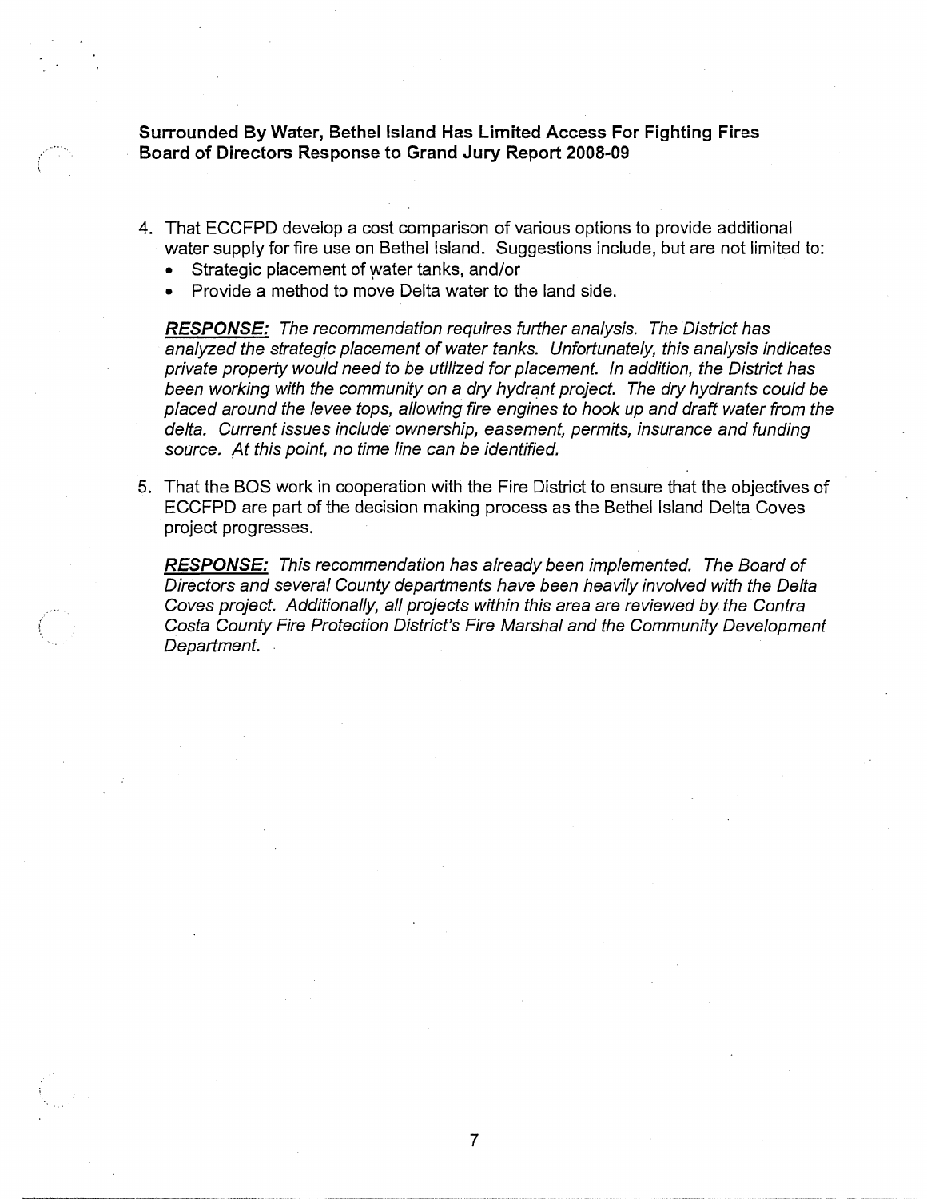**Surrounded By Water, Bethel Island Has Limited Access For Fighting Fires**
**Board of Directors Response to Grand Jury Report 2008-09**

4. That ECCFPD develop a cost comparison of various options to provide additional water supply for fire use on Bethel Island. Suggestions include, but are not limited to:
   - Strategic placement of water tanks, and/or
   - Provide a method to move Delta water to the land side.

   ***RESPONSE:*** *The recommendation requires further analysis. The District has analyzed the strategic placement of water tanks. Unfortunately, this analysis indicates private property would need to be utilized for placement. In addition, the District has been working with the community on a dry hydrant project. The dry hydrants could be placed around the levee tops, allowing fire engines to hook up and draft water from the delta. Current issues include ownership, easement, permits, insurance and funding source. At this point, no time line can be identified.*

5. That the BOS work in cooperation with the Fire District to ensure that the objectives of ECCFPD are part of the decision making process as the Bethel Island Delta Coves project progresses.

   ***RESPONSE:*** *This recommendation has already been implemented. The Board of Directors and several County departments have been heavily involved with the Delta Coves project. Additionally, all projects within this area are reviewed by the Contra Costa County Fire Protection District's Fire Marshal and the Community Development Department.*